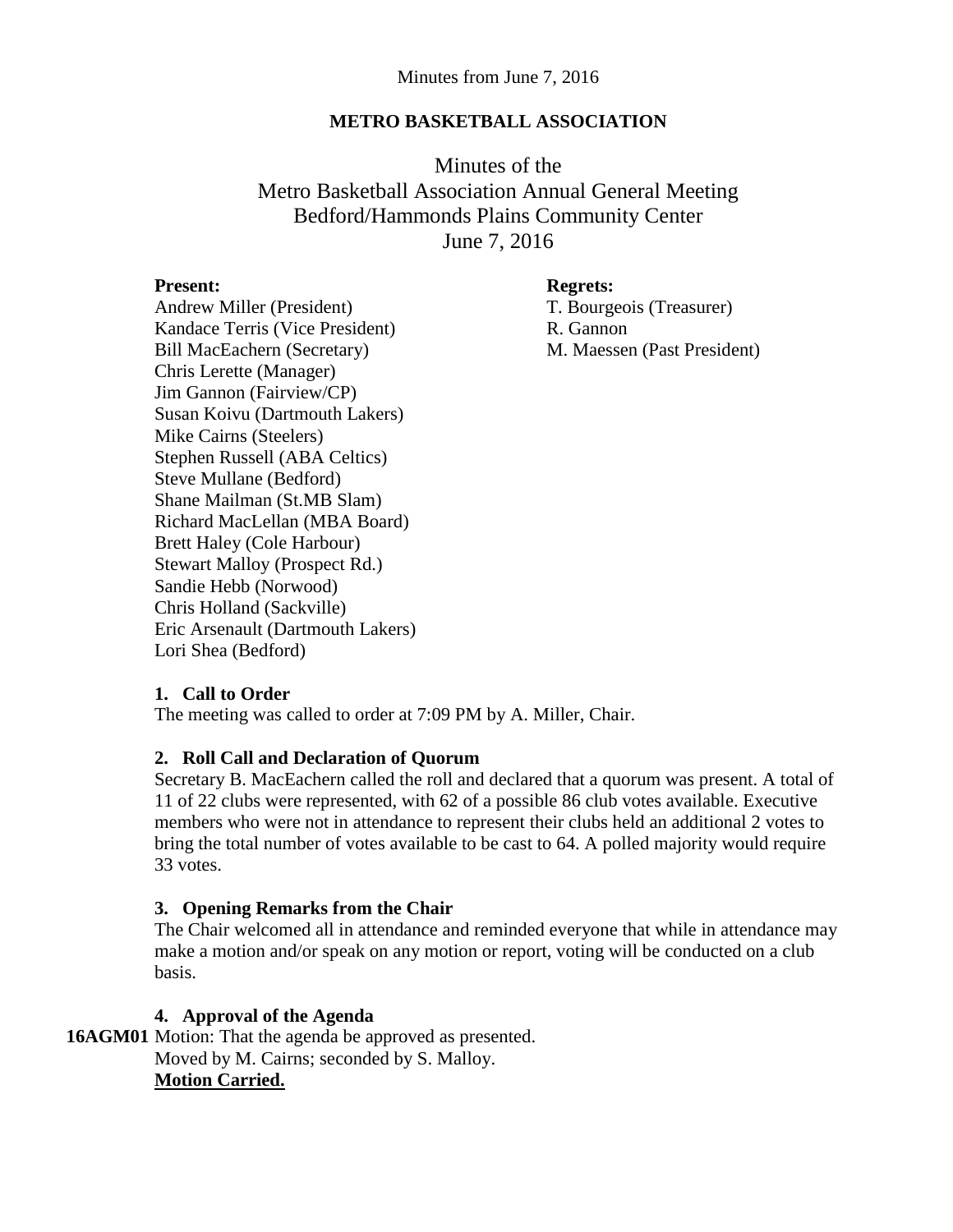Minutes from June 7, 2016

**METRO BASKETBALL ASSOCIATION**

# Minutes of the Metro Basketball Association Annual General Meeting Bedford/Hammonds Plains Community Center June 7, 2016

**Present:**
Andrew Miller (President)
Kandace Terris (Vice President)
Bill MacEachern (Secretary)
Chris Lerette (Manager)
Jim Gannon (Fairview/CP)
Susan Koivu (Dartmouth Lakers)
Mike Cairns (Steelers)
Stephen Russell (ABA Celtics)
Steve Mullane (Bedford)
Shane Mailman (St.MB Slam)
Richard MacLellan (MBA Board)
Brett Haley (Cole Harbour)
Stewart Malloy (Prospect Rd.)
Sandie Hebb (Norwood)
Chris Holland (Sackville)
Eric Arsenault (Dartmouth Lakers)
Lori Shea (Bedford)

**Regrets:**
T. Bourgeois (Treasurer)
R. Gannon
M. Maessen (Past President)

### 1. Call to Order

The meeting was called to order at 7:09 PM by A. Miller, Chair.

### 2. Roll Call and Declaration of Quorum

Secretary B. MacEachern called the roll and declared that a quorum was present. A total of 11 of 22 clubs were represented, with 62 of a possible 86 club votes available. Executive members who were not in attendance to represent their clubs held an additional 2 votes to bring the total number of votes available to be cast to 64. A polled majority would require 33 votes.

### 3. Opening Remarks from the Chair

The Chair welcomed all in attendance and reminded everyone that while in attendance may make a motion and/or speak on any motion or report, voting will be conducted on a club basis.

### 4. Approval of the Agenda

**16AGM01** Motion: That the agenda be approved as presented.
Moved by M. Cairns; seconded by S. Malloy.
**Motion Carried.**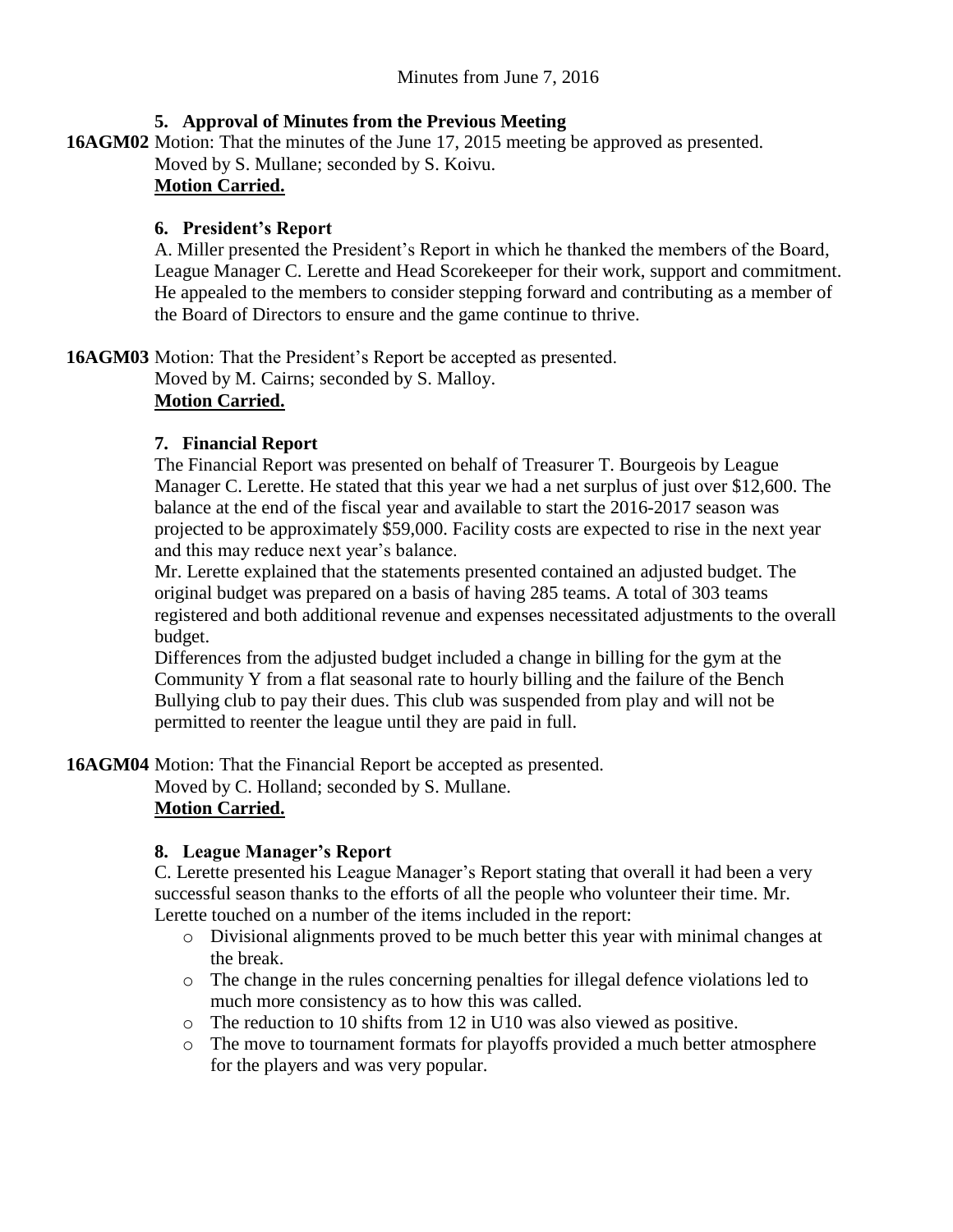Minutes from June 7, 2016

### 5. Approval of Minutes from the Previous Meeting

**16AGM02** Motion: That the minutes of the June 17, 2015 meeting be approved as presented.
Moved by S. Mullane; seconded by S. Koivu.
**Motion Carried.**

### 6. President's Report

A. Miller presented the President's Report in which he thanked the members of the Board, League Manager C. Lerette and Head Scorekeeper for their work, support and commitment. He appealed to the members to consider stepping forward and contributing as a member of the Board of Directors to ensure and the game continue to thrive.

**16AGM03** Motion: That the President's Report be accepted as presented.
Moved by M. Cairns; seconded by S. Malloy.
**Motion Carried.**

### 7. Financial Report

The Financial Report was presented on behalf of Treasurer T. Bourgeois by League Manager C. Lerette. He stated that this year we had a net surplus of just over $12,600. The balance at the end of the fiscal year and available to start the 2016-2017 season was projected to be approximately $59,000. Facility costs are expected to rise in the next year and this may reduce next year's balance.

Mr. Lerette explained that the statements presented contained an adjusted budget. The original budget was prepared on a basis of having 285 teams. A total of 303 teams registered and both additional revenue and expenses necessitated adjustments to the overall budget.

Differences from the adjusted budget included a change in billing for the gym at the Community Y from a flat seasonal rate to hourly billing and the failure of the Bench Bullying club to pay their dues. This club was suspended from play and will not be permitted to reenter the league until they are paid in full.

**16AGM04** Motion: That the Financial Report be accepted as presented.
Moved by C. Holland; seconded by S. Mullane.
**Motion Carried.**

### 8. League Manager's Report

C. Lerette presented his League Manager's Report stating that overall it had been a very successful season thanks to the efforts of all the people who volunteer their time. Mr. Lerette touched on a number of the items included in the report:

- Divisional alignments proved to be much better this year with minimal changes at the break.
- The change in the rules concerning penalties for illegal defence violations led to much more consistency as to how this was called.
- The reduction to 10 shifts from 12 in U10 was also viewed as positive.
- The move to tournament formats for playoffs provided a much better atmosphere for the players and was very popular.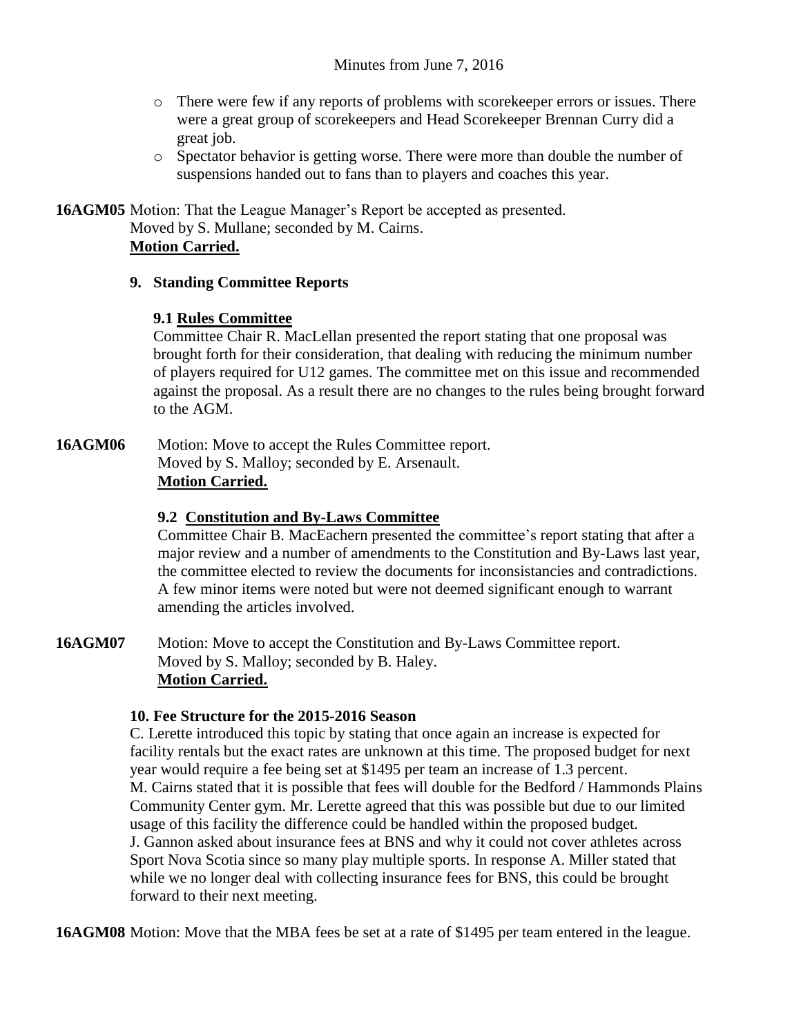- There were few if any reports of problems with scorekeeper errors or issues. There were a great group of scorekeepers and Head Scorekeeper Brennan Curry did a great job.
- Spectator behavior is getting worse. There were more than double the number of suspensions handed out to fans than to players and coaches this year.

**16AGM05** Motion: That the League Manager's Report be accepted as presented.
Moved by S. Mullane; seconded by M. Cairns.
**Motion Carried.**

### 9. Standing Committee Reports

#### 9.1 Rules Committee

Committee Chair R. MacLellan presented the report stating that one proposal was brought forth for their consideration, that dealing with reducing the minimum number of players required for U12 games. The committee met on this issue and recommended against the proposal. As a result there are no changes to the rules being brought forward to the AGM.

**16AGM06** Motion: Move to accept the Rules Committee report.
Moved by S. Malloy; seconded by E. Arsenault.
**Motion Carried.**

#### 9.2 Constitution and By-Laws Committee

Committee Chair B. MacEachern presented the committee's report stating that after a major review and a number of amendments to the Constitution and By-Laws last year, the committee elected to review the documents for inconsistancies and contradictions. A few minor items were noted but were not deemed significant enough to warrant amending the articles involved.

**16AGM07** Motion: Move to accept the Constitution and By-Laws Committee report.
Moved by S. Malloy; seconded by B. Haley.
**Motion Carried.**

### 10. Fee Structure for the 2015-2016 Season

C. Lerette introduced this topic by stating that once again an increase is expected for facility rentals but the exact rates are unknown at this time. The proposed budget for next year would require a fee being set at $1495 per team an increase of 1.3 percent.
M. Cairns stated that it is possible that fees will double for the Bedford / Hammonds Plains Community Center gym. Mr. Lerette agreed that this was possible but due to our limited usage of this facility the difference could be handled within the proposed budget.
J. Gannon asked about insurance fees at BNS and why it could not cover athletes across Sport Nova Scotia since so many play multiple sports. In response A. Miller stated that while we no longer deal with collecting insurance fees for BNS, this could be brought forward to their next meeting.

**16AGM08** Motion: Move that the MBA fees be set at a rate of $1495 per team entered in the league.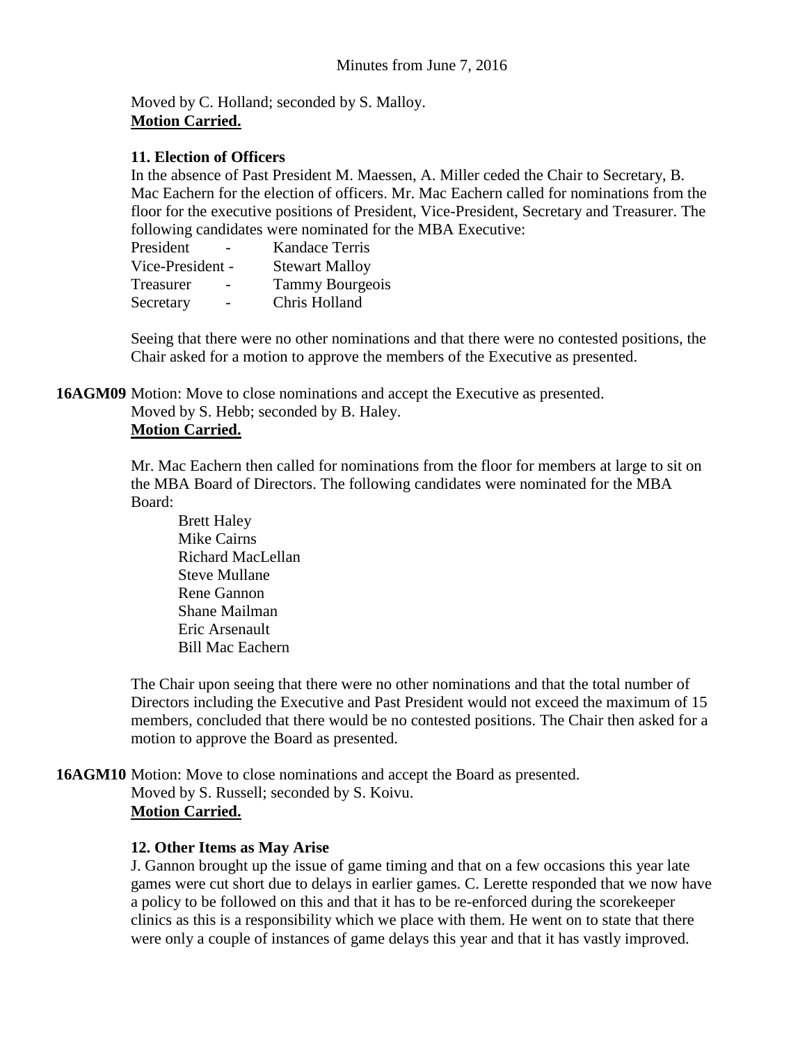Moved by C. Holland; seconded by S. Malloy.
**Motion Carried.**

**11. Election of Officers**

In the absence of Past President M. Maessen, A. Miller ceded the Chair to Secretary, B. Mac Eachern for the election of officers. Mr. Mac Eachern called for nominations from the floor for the executive positions of President, Vice-President, Secretary and Treasurer. The following candidates were nominated for the MBA Executive:

President - Kandace Terris
Vice-President - Stewart Malloy
Treasurer - Tammy Bourgeois
Secretary - Chris Holland

Seeing that there were no other nominations and that there were no contested positions, the Chair asked for a motion to approve the members of the Executive as presented.

**16AGM09** Motion: Move to close nominations and accept the Executive as presented.
Moved by S. Hebb; seconded by B. Haley.
**Motion Carried.**

Mr. Mac Eachern then called for nominations from the floor for members at large to sit on the MBA Board of Directors. The following candidates were nominated for the MBA Board:

Brett Haley
Mike Cairns
Richard MacLellan
Steve Mullane
Rene Gannon
Shane Mailman
Eric Arsenault
Bill Mac Eachern

The Chair upon seeing that there were no other nominations and that the total number of Directors including the Executive and Past President would not exceed the maximum of 15 members, concluded that there would be no contested positions. The Chair then asked for a motion to approve the Board as presented.

**16AGM10** Motion: Move to close nominations and accept the Board as presented.
Moved by S. Russell; seconded by S. Koivu.
**Motion Carried.**

**12. Other Items as May Arise**

J. Gannon brought up the issue of game timing and that on a few occasions this year late games were cut short due to delays in earlier games. C. Lerette responded that we now have a policy to be followed on this and that it has to be re-enforced during the scorekeeper clinics as this is a responsibility which we place with them. He went on to state that there were only a couple of instances of game delays this year and that it has vastly improved.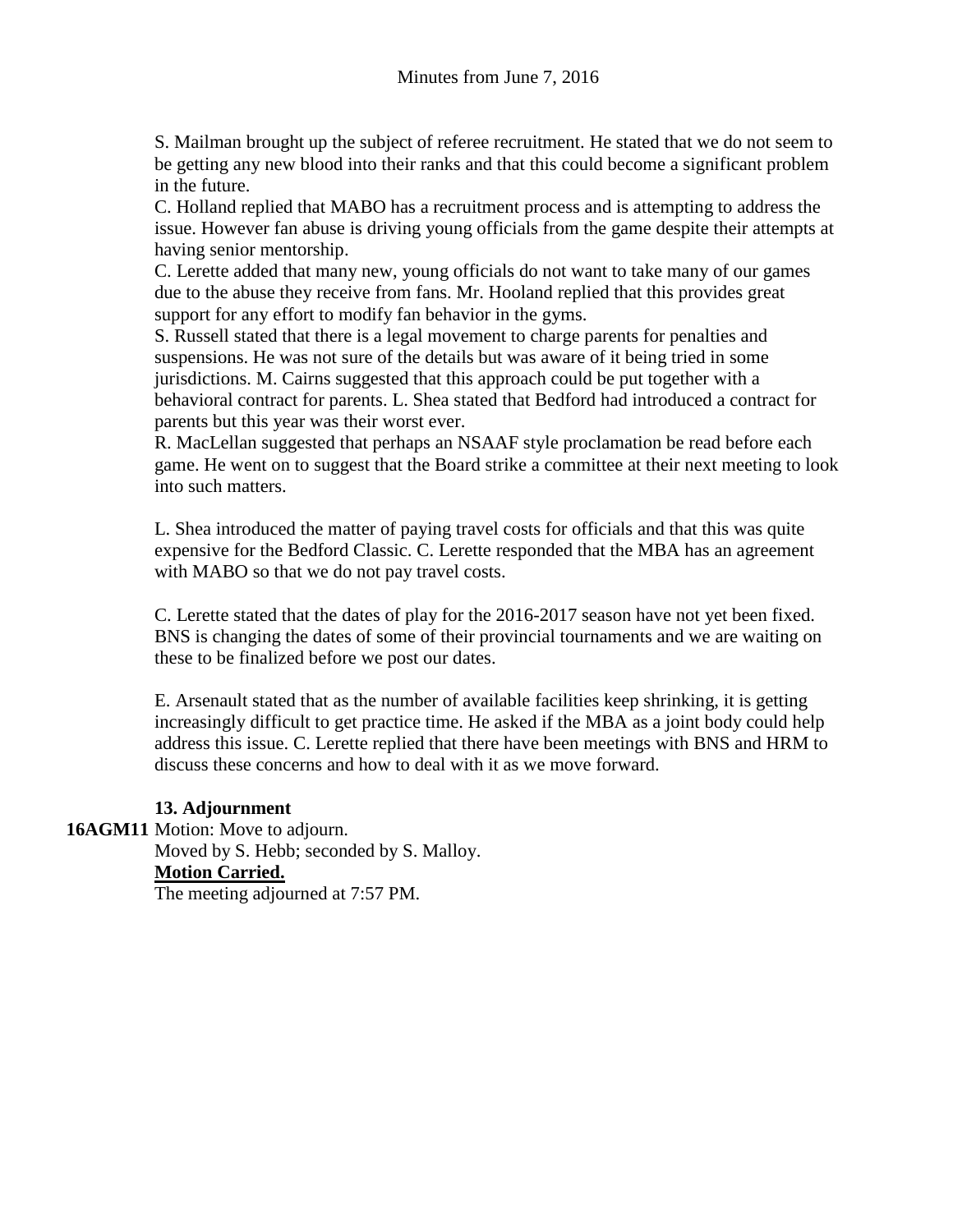S. Mailman brought up the subject of referee recruitment. He stated that we do not seem to be getting any new blood into their ranks and that this could become a significant problem in the future.
C. Holland replied that MABO has a recruitment process and is attempting to address the issue. However fan abuse is driving young officials from the game despite their attempts at having senior mentorship.
C. Lerette added that many new, young officials do not want to take many of our games due to the abuse they receive from fans. Mr. Hooland replied that this provides great support for any effort to modify fan behavior in the gyms.
S. Russell stated that there is a legal movement to charge parents for penalties and suspensions. He was not sure of the details but was aware of it being tried in some jurisdictions. M. Cairns suggested that this approach could be put together with a behavioral contract for parents. L. Shea stated that Bedford had introduced a contract for parents but this year was their worst ever.
R. MacLellan suggested that perhaps an NSAAF style proclamation be read before each game. He went on to suggest that the Board strike a committee at their next meeting to look into such matters.

L. Shea introduced the matter of paying travel costs for officials and that this was quite expensive for the Bedford Classic. C. Lerette responded that the MBA has an agreement with MABO so that we do not pay travel costs.

C. Lerette stated that the dates of play for the 2016-2017 season have not yet been fixed. BNS is changing the dates of some of their provincial tournaments and we are waiting on these to be finalized before we post our dates.

E. Arsenault stated that as the number of available facilities keep shrinking, it is getting increasingly difficult to get practice time. He asked if the MBA as a joint body could help address this issue. C. Lerette replied that there have been meetings with BNS and HRM to discuss these concerns and how to deal with it as we move forward.

**13. Adjournment**

**16AGM11** Motion: Move to adjourn.
Moved by S. Hebb; seconded by S. Malloy.
**Motion Carried.**
The meeting adjourned at 7:57 PM.